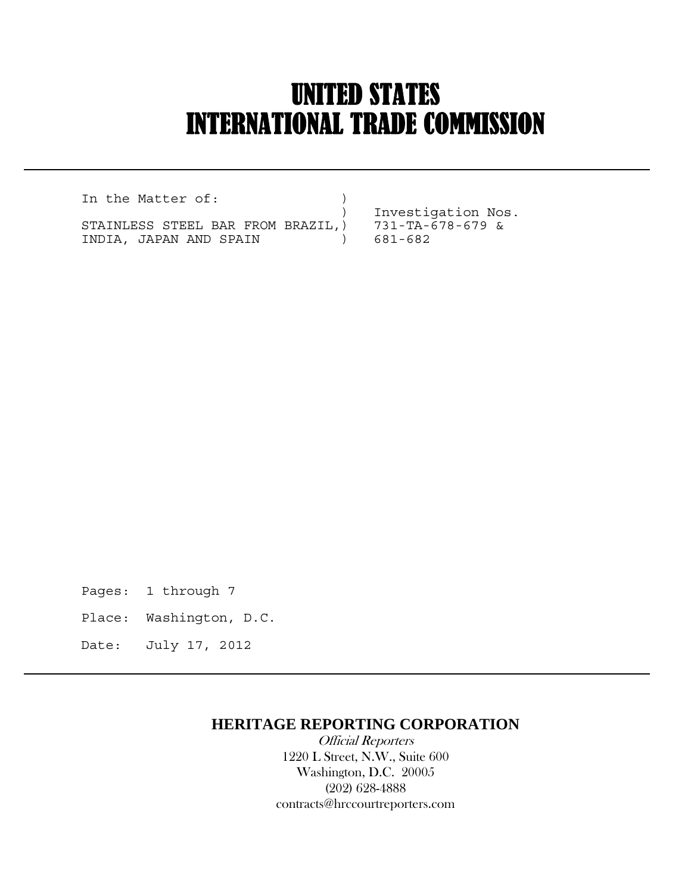# UNITED STATES
# INTERNATIONAL TRADE COMMISSION

```
In the Matter of:                )
                                 )   Investigation Nos.
STAINLESS STEEL BAR FROM BRAZIL,)    731-TA-678-679 &
INDIA, JAPAN AND SPAIN           )   681-682
```

Pages: 1 through 7

Place: Washington, D.C.

Date: July 17, 2012

**HERITAGE REPORTING CORPORATION**

*Official Reporters*

1220 L Street, N.W., Suite 600

Washington, D.C. 20005

(202) 628-4888

contracts@hrccourtreporters.com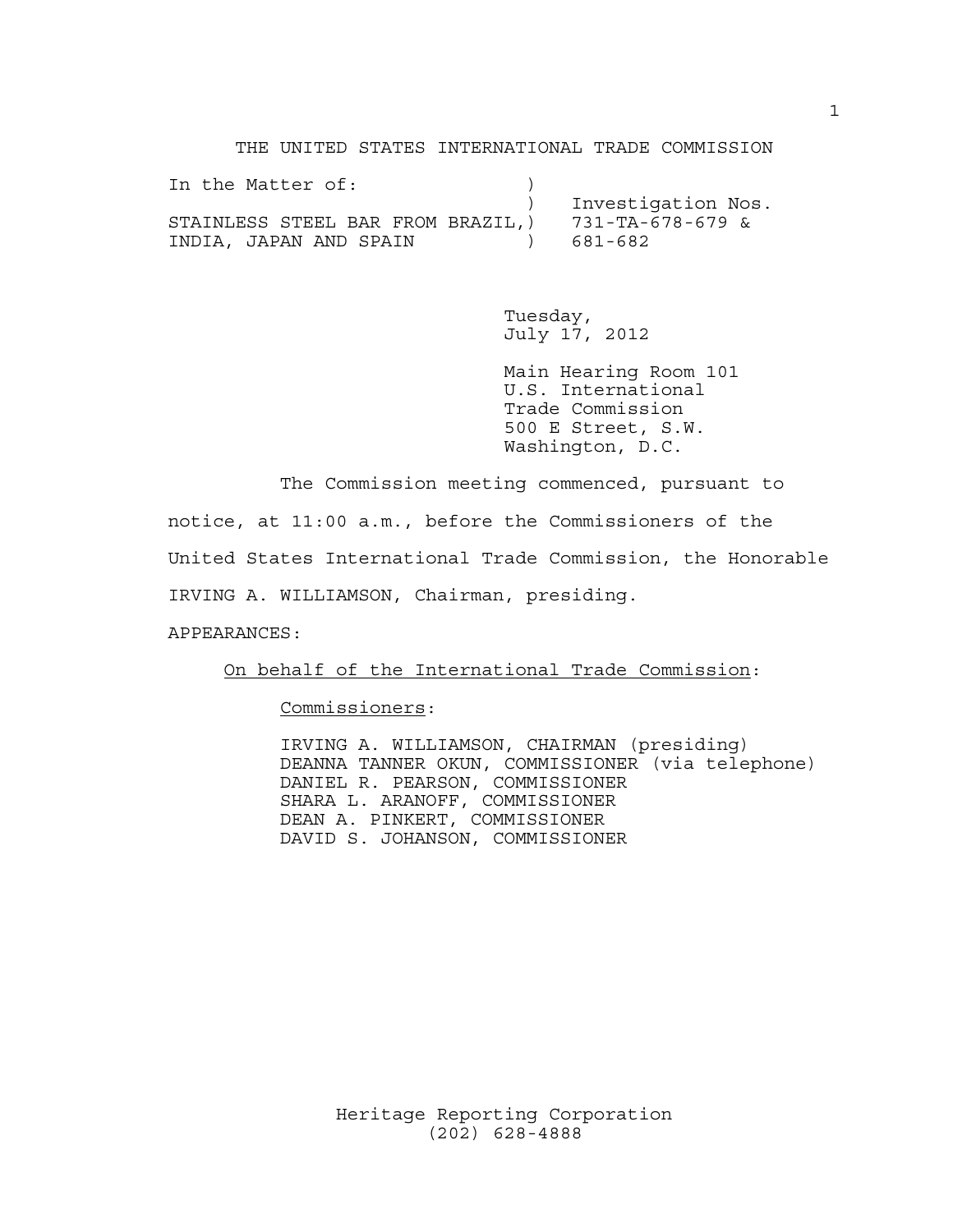THE UNITED STATES INTERNATIONAL TRADE COMMISSION

```
In the Matter of:                 )
                                  )   Investigation Nos.
STAINLESS STEEL BAR FROM BRAZIL,) 731-TA-678-679 &
INDIA, JAPAN AND SPAIN            )   681-682
```

Tuesday,
July 17, 2012

Main Hearing Room 101
U.S. International
Trade Commission
500 E Street, S.W.
Washington, D.C.

The Commission meeting commenced, pursuant to notice, at 11:00 a.m., before the Commissioners of the United States International Trade Commission, the Honorable IRVING A. WILLIAMSON, Chairman, presiding.

APPEARANCES:

On behalf of the International Trade Commission:

Commissioners:

IRVING A. WILLIAMSON, CHAIRMAN (presiding)
DEANNA TANNER OKUN, COMMISSIONER (via telephone)
DANIEL R. PEARSON, COMMISSIONER
SHARA L. ARANOFF, COMMISSIONER
DEAN A. PINKERT, COMMISSIONER
DAVID S. JOHANSON, COMMISSIONER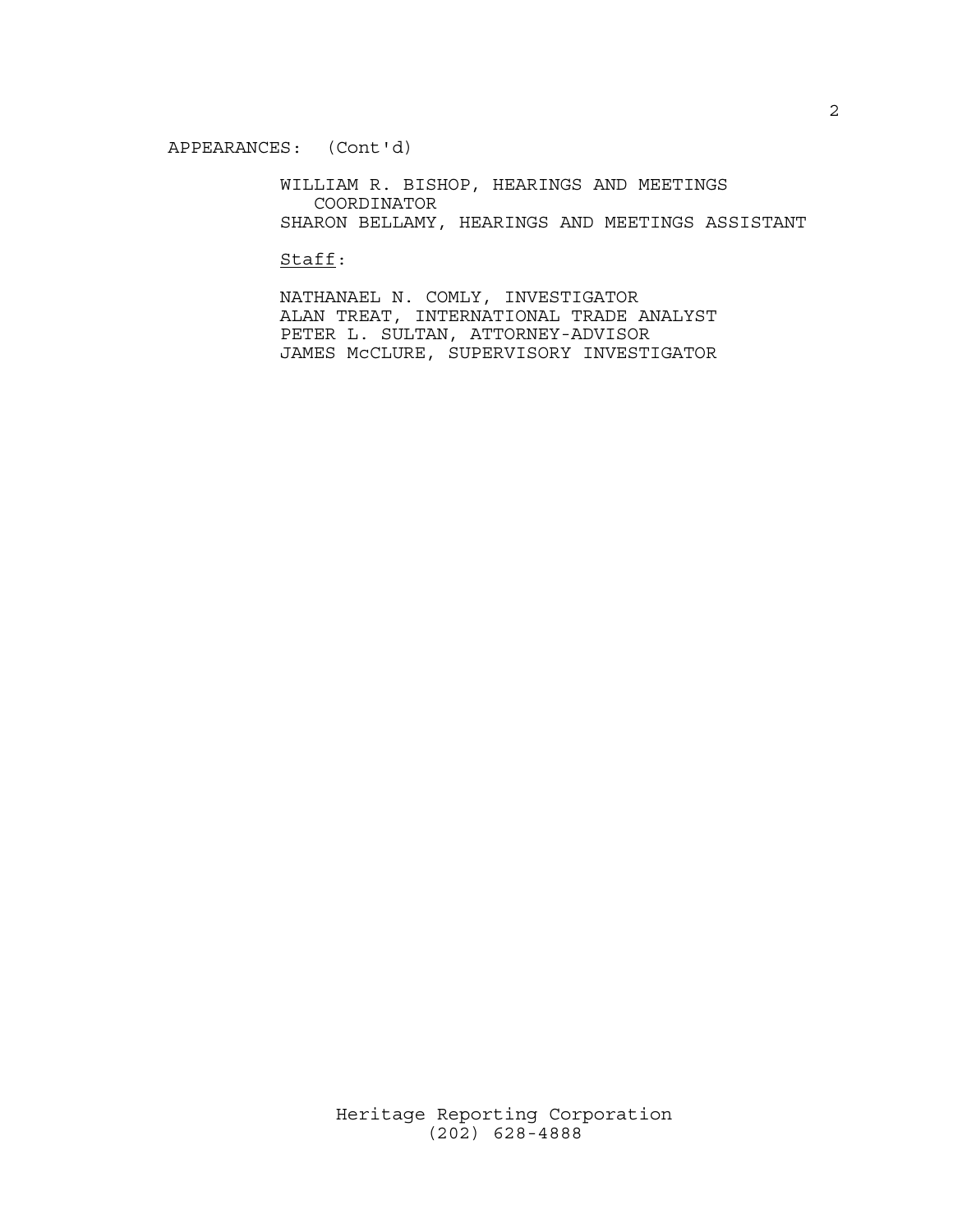APPEARANCES: (Cont'd)

WILLIAM R. BISHOP, HEARINGS AND MEETINGS COORDINATOR
SHARON BELLAMY, HEARINGS AND MEETINGS ASSISTANT

Staff:

NATHANAEL N. COMLY, INVESTIGATOR
ALAN TREAT, INTERNATIONAL TRADE ANALYST
PETER L. SULTAN, ATTORNEY-ADVISOR
JAMES McCLURE, SUPERVISORY INVESTIGATOR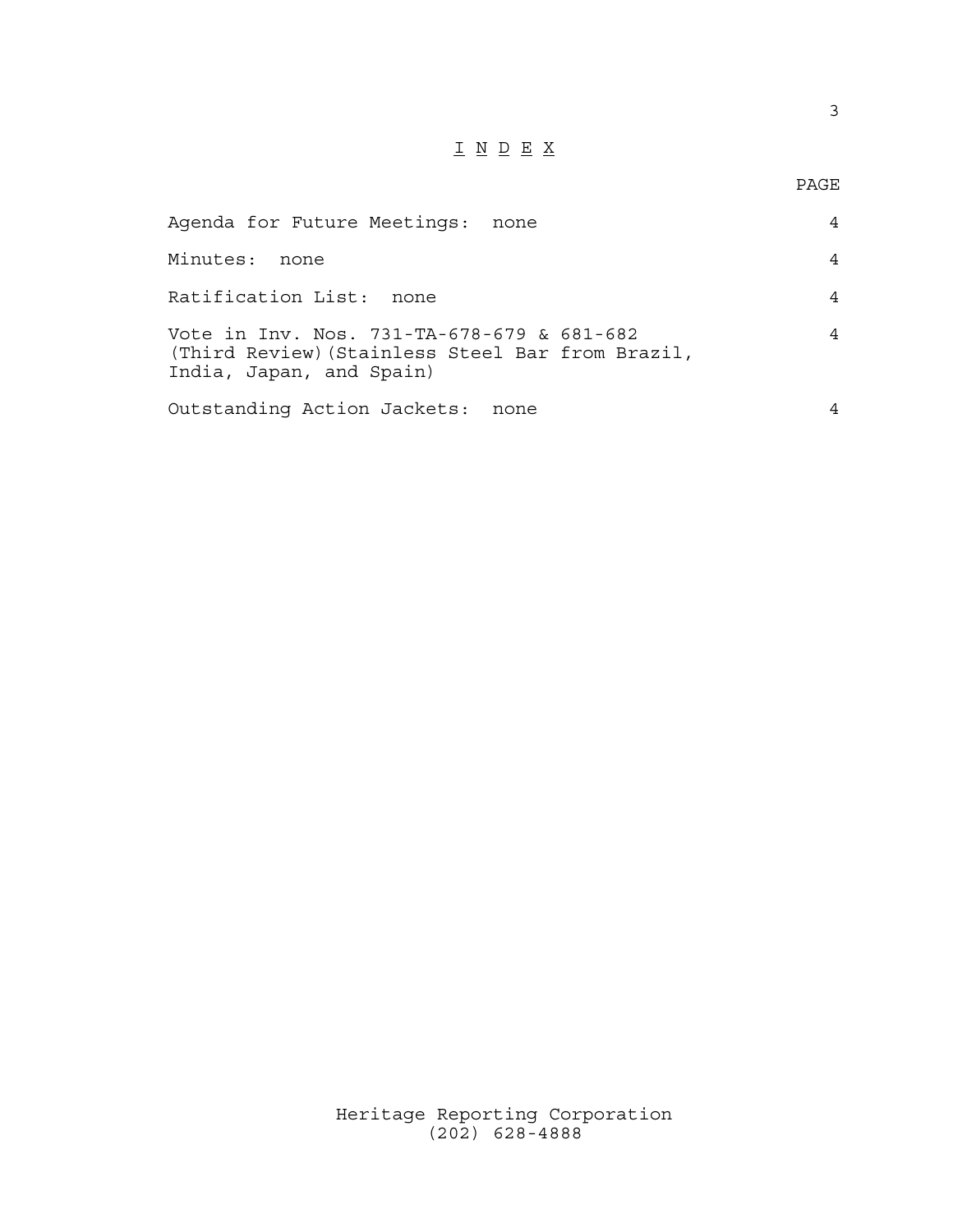# I N D E X

| | PAGE |
|---|---|
| Agenda for Future Meetings: none | 4 |
| Minutes: none | 4 |
| Ratification List: none | 4 |
| Vote in Inv. Nos. 731-TA-678-679 & 681-682 (Third Review)(Stainless Steel Bar from Brazil, India, Japan, and Spain) | 4 |
| Outstanding Action Jackets: none | 4 |

Heritage Reporting Corporation
(202) 628-4888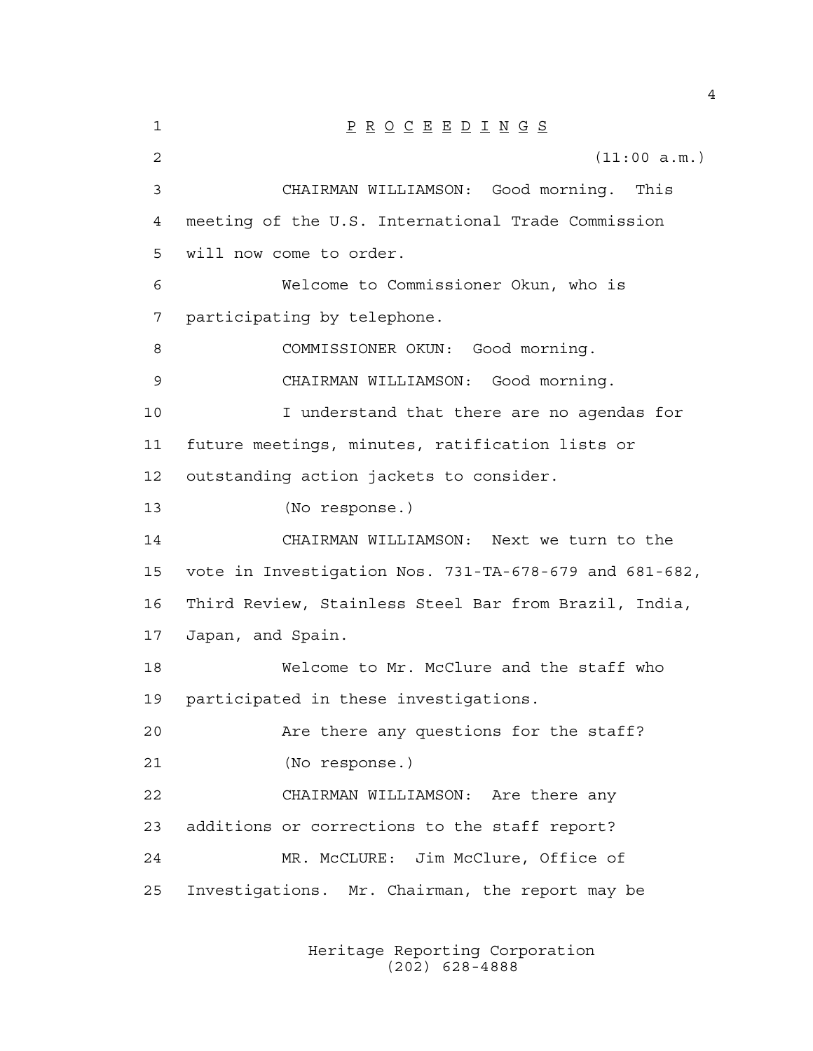P R O C E E D I N G S

(11:00 a.m.)

CHAIRMAN WILLIAMSON: Good morning. This meeting of the U.S. International Trade Commission will now come to order.

Welcome to Commissioner Okun, who is participating by telephone.

COMMISSIONER OKUN: Good morning.

CHAIRMAN WILLIAMSON: Good morning.

I understand that there are no agendas for future meetings, minutes, ratification lists or outstanding action jackets to consider.

(No response.)

CHAIRMAN WILLIAMSON: Next we turn to the vote in Investigation Nos. 731-TA-678-679 and 681-682, Third Review, Stainless Steel Bar from Brazil, India, Japan, and Spain.

Welcome to Mr. McClure and the staff who participated in these investigations.

Are there any questions for the staff?

(No response.)

CHAIRMAN WILLIAMSON: Are there any additions or corrections to the staff report?

MR. McCLURE: Jim McClure, Office of Investigations. Mr. Chairman, the report may be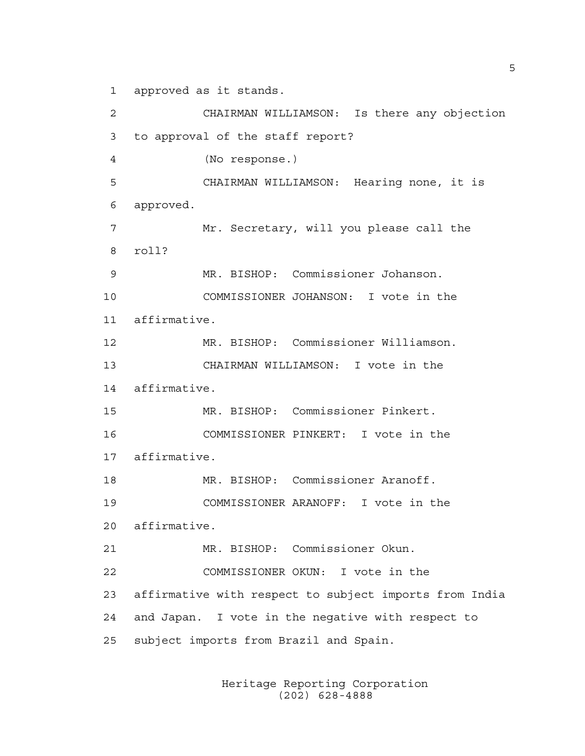approved as it stands.

CHAIRMAN WILLIAMSON: Is there any objection to approval of the staff report?

(No response.)

CHAIRMAN WILLIAMSON: Hearing none, it is approved.

Mr. Secretary, will you please call the roll?

MR. BISHOP: Commissioner Johanson.

COMMISSIONER JOHANSON: I vote in the affirmative.

MR. BISHOP: Commissioner Williamson.

CHAIRMAN WILLIAMSON: I vote in the affirmative.

MR. BISHOP: Commissioner Pinkert.

COMMISSIONER PINKERT: I vote in the affirmative.

MR. BISHOP: Commissioner Aranoff.

COMMISSIONER ARANOFF: I vote in the affirmative.

MR. BISHOP: Commissioner Okun.

COMMISSIONER OKUN: I vote in the affirmative with respect to subject imports from India and Japan. I vote in the negative with respect to subject imports from Brazil and Spain.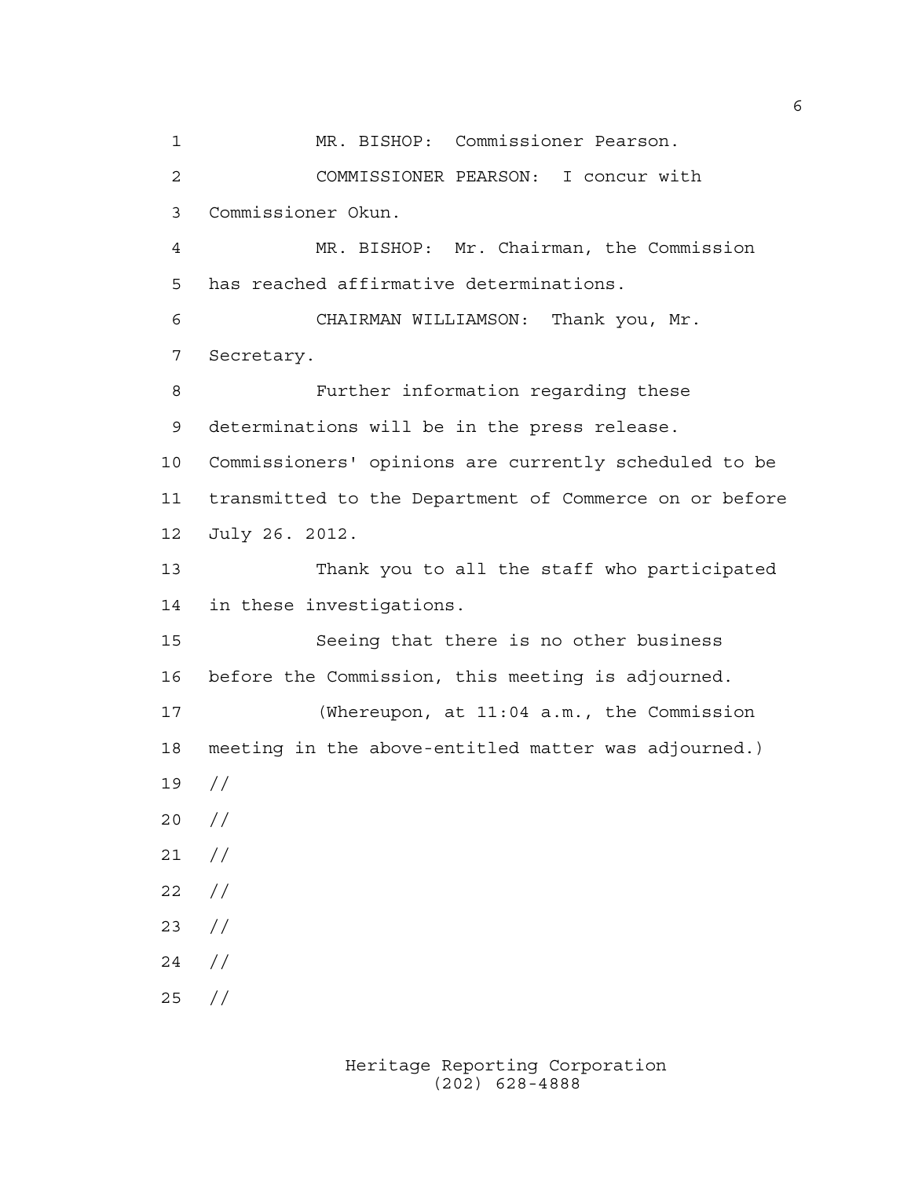MR. BISHOP: Commissioner Pearson.

COMMISSIONER PEARSON: I concur with Commissioner Okun.

MR. BISHOP: Mr. Chairman, the Commission has reached affirmative determinations.

CHAIRMAN WILLIAMSON: Thank you, Mr. Secretary.

Further information regarding these determinations will be in the press release. Commissioners' opinions are currently scheduled to be transmitted to the Department of Commerce on or before July 26. 2012.

Thank you to all the staff who participated in these investigations.

Seeing that there is no other business before the Commission, this meeting is adjourned.

(Whereupon, at 11:04 a.m., the Commission meeting in the above-entitled matter was adjourned.)

//

//

//

//

//

//

//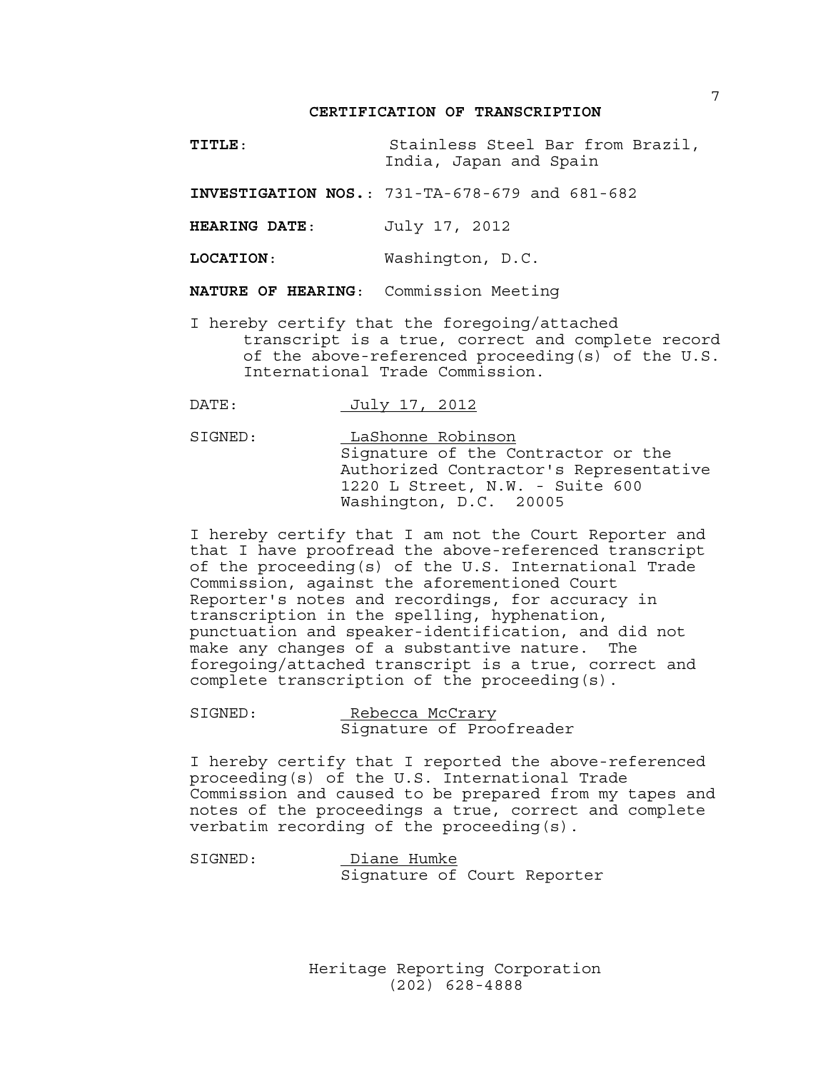**CERTIFICATION OF TRANSCRIPTION**

**TITLE**: Stainless Steel Bar from Brazil, India, Japan and Spain

**INVESTIGATION NOS.**: 731-TA-678-679 and 681-682

**HEARING DATE**: July 17, 2012

**LOCATION**: Washington, D.C.

**NATURE OF HEARING**: Commission Meeting

I hereby certify that the foregoing/attached transcript is a true, correct and complete record of the above-referenced proceeding(s) of the U.S. International Trade Commission.

DATE: July 17, 2012

SIGNED: LaShonne Robinson
Signature of the Contractor or the Authorized Contractor's Representative
1220 L Street, N.W. - Suite 600
Washington, D.C. 20005

I hereby certify that I am not the Court Reporter and that I have proofread the above-referenced transcript of the proceeding(s) of the U.S. International Trade Commission, against the aforementioned Court Reporter's notes and recordings, for accuracy in transcription in the spelling, hyphenation, punctuation and speaker-identification, and did not make any changes of a substantive nature. The foregoing/attached transcript is a true, correct and complete transcription of the proceeding(s).

SIGNED: Rebecca McCrary
Signature of Proofreader

I hereby certify that I reported the above-referenced proceeding(s) of the U.S. International Trade Commission and caused to be prepared from my tapes and notes of the proceedings a true, correct and complete verbatim recording of the proceeding(s).

SIGNED: Diane Humke
Signature of Court Reporter